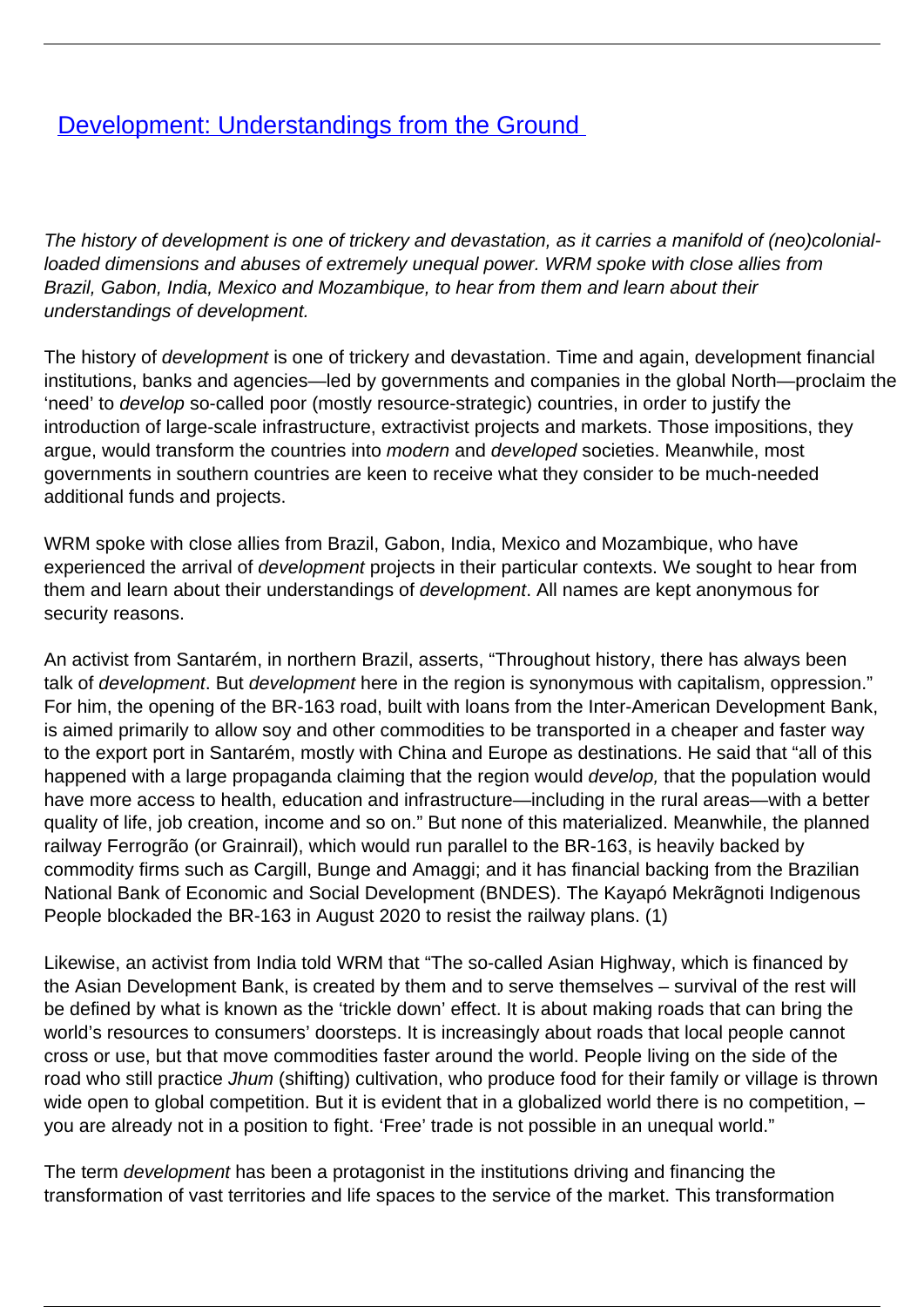# [Development: Understandings from the Ground](#)

*The history of development is one of trickery and devastation, as it carries a manifold of (neo)colonial-loaded dimensions and abuses of extremely unequal power. WRM spoke with close allies from Brazil, Gabon, India, Mexico and Mozambique, to hear from them and learn about their understandings of development.*

The history of *development* is one of trickery and devastation. Time and again, development financial institutions, banks and agencies—led by governments and companies in the global North—proclaim the 'need' to *develop* so-called poor (mostly resource-strategic) countries, in order to justify the introduction of large-scale infrastructure, extractivist projects and markets. Those impositions, they argue, would transform the countries into *modern* and *developed* societies. Meanwhile, most governments in southern countries are keen to receive what they consider to be much-needed additional funds and projects.

WRM spoke with close allies from Brazil, Gabon, India, Mexico and Mozambique, who have experienced the arrival of *development* projects in their particular contexts. We sought to hear from them and learn about their understandings of *development*. All names are kept anonymous for security reasons.

An activist from Santarém, in northern Brazil, asserts, "Throughout history, there has always been talk of *development*. But *development* here in the region is synonymous with capitalism, oppression." For him, the opening of the BR-163 road, built with loans from the Inter-American Development Bank, is aimed primarily to allow soy and other commodities to be transported in a cheaper and faster way to the export port in Santarém, mostly with China and Europe as destinations. He said that "all of this happened with a large propaganda claiming that the region would *develop,* that the population would have more access to health, education and infrastructure—including in the rural areas—with a better quality of life, job creation, income and so on." But none of this materialized. Meanwhile, the planned railway Ferrogrão (or Grainrail), which would run parallel to the BR-163, is heavily backed by commodity firms such as Cargill, Bunge and Amaggi; and it has financial backing from the Brazilian National Bank of Economic and Social Development (BNDES). The Kayapó Mekrãgnoti Indigenous People blockaded the BR-163 in August 2020 to resist the railway plans. (1)

Likewise, an activist from India told WRM that "The so-called Asian Highway, which is financed by the Asian Development Bank, is created by them and to serve themselves – survival of the rest will be defined by what is known as the 'trickle down' effect. It is about making roads that can bring the world's resources to consumers' doorsteps. It is increasingly about roads that local people cannot cross or use, but that move commodities faster around the world. People living on the side of the road who still practice *Jhum* (shifting) cultivation, who produce food for their family or village is thrown wide open to global competition. But it is evident that in a globalized world there is no competition, – you are already not in a position to fight. 'Free' trade is not possible in an unequal world."

The term *development* has been a protagonist in the institutions driving and financing the transformation of vast territories and life spaces to the service of the market. This transformation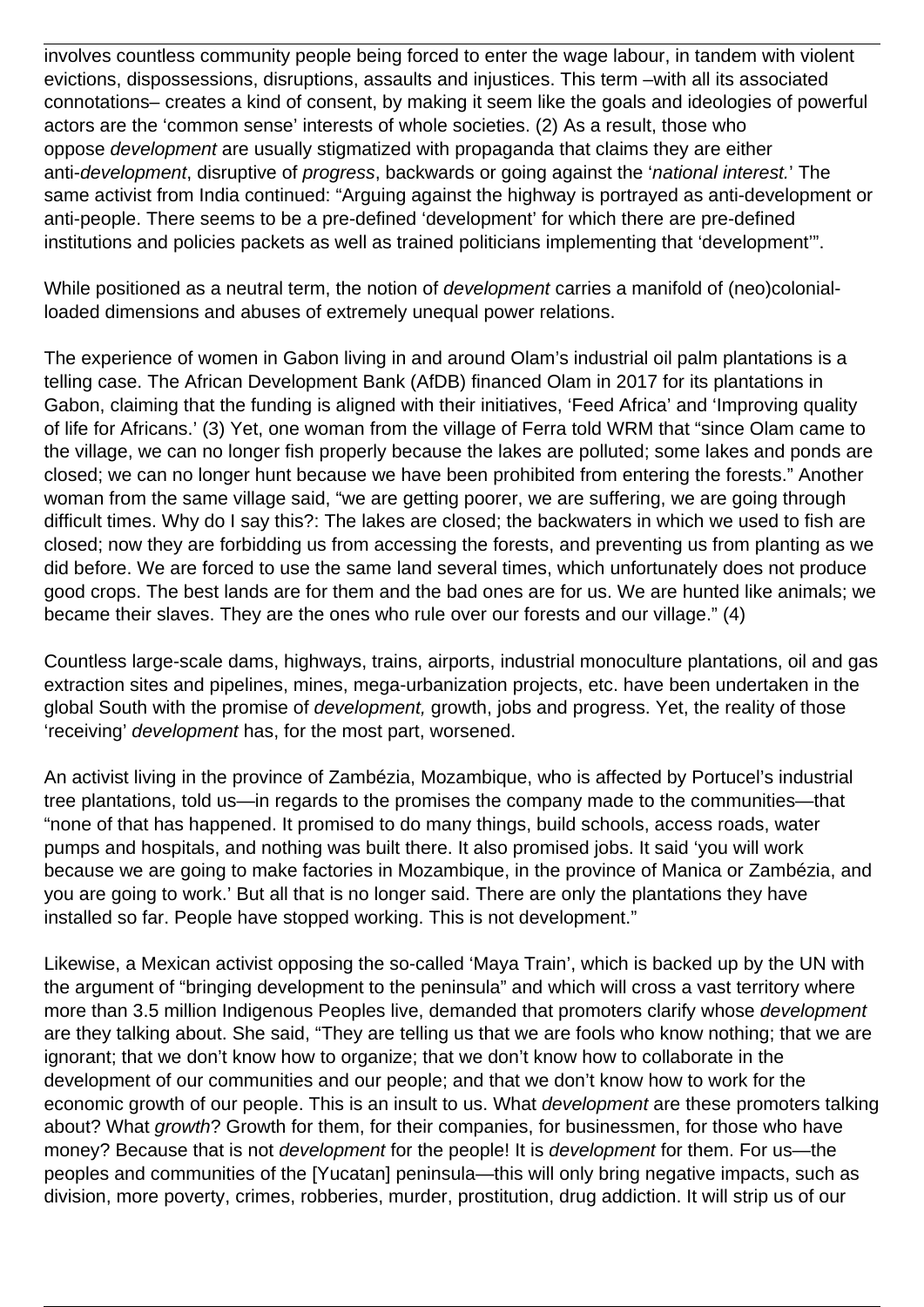involves countless community people being forced to enter the wage labour, in tandem with violent evictions, dispossessions, disruptions, assaults and injustices. This term –with all its associated connotations– creates a kind of consent, by making it seem like the goals and ideologies of powerful actors are the 'common sense' interests of whole societies. (2) As a result, those who oppose *development* are usually stigmatized with propaganda that claims they are either anti-*development*, disruptive of *progress*, backwards or going against the '*national interest.*' The same activist from India continued: "Arguing against the highway is portrayed as anti-development or anti-people. There seems to be a pre-defined 'development' for which there are pre-defined institutions and policies packets as well as trained politicians implementing that 'development'".

While positioned as a neutral term, the notion of *development* carries a manifold of (neo)colonial-loaded dimensions and abuses of extremely unequal power relations.

The experience of women in Gabon living in and around Olam's industrial oil palm plantations is a telling case. The African Development Bank (AfDB) financed Olam in 2017 for its plantations in Gabon, claiming that the funding is aligned with their initiatives, 'Feed Africa' and 'Improving quality of life for Africans.' (3) Yet, one woman from the village of Ferra told WRM that "since Olam came to the village, we can no longer fish properly because the lakes are polluted; some lakes and ponds are closed; we can no longer hunt because we have been prohibited from entering the forests." Another woman from the same village said, "we are getting poorer, we are suffering, we are going through difficult times. Why do I say this?: The lakes are closed; the backwaters in which we used to fish are closed; now they are forbidding us from accessing the forests, and preventing us from planting as we did before. We are forced to use the same land several times, which unfortunately does not produce good crops. The best lands are for them and the bad ones are for us. We are hunted like animals; we became their slaves. They are the ones who rule over our forests and our village." (4)

Countless large-scale dams, highways, trains, airports, industrial monoculture plantations, oil and gas extraction sites and pipelines, mines, mega-urbanization projects, etc. have been undertaken in the global South with the promise of *development,* growth, jobs and progress. Yet, the reality of those 'receiving' *development* has, for the most part, worsened.

An activist living in the province of Zambézia, Mozambique, who is affected by Portucel's industrial tree plantations, told us—in regards to the promises the company made to the communities—that "none of that has happened. It promised to do many things, build schools, access roads, water pumps and hospitals, and nothing was built there. It also promised jobs. It said 'you will work because we are going to make factories in Mozambique, in the province of Manica or Zambézia, and you are going to work.' But all that is no longer said. There are only the plantations they have installed so far. People have stopped working. This is not development."

Likewise, a Mexican activist opposing the so-called 'Maya Train', which is backed up by the UN with the argument of "bringing development to the peninsula" and which will cross a vast territory where more than 3.5 million Indigenous Peoples live, demanded that promoters clarify whose *development* are they talking about. She said, "They are telling us that we are fools who know nothing; that we are ignorant; that we don't know how to organize; that we don't know how to collaborate in the development of our communities and our people; and that we don't know how to work for the economic growth of our people. This is an insult to us. What *development* are these promoters talking about? What *growth*? Growth for them, for their companies, for businessmen, for those who have money? Because that is not *development* for the people! It is *development* for them. For us—the peoples and communities of the [Yucatan] peninsula—this will only bring negative impacts, such as division, more poverty, crimes, robberies, murder, prostitution, drug addiction. It will strip us of our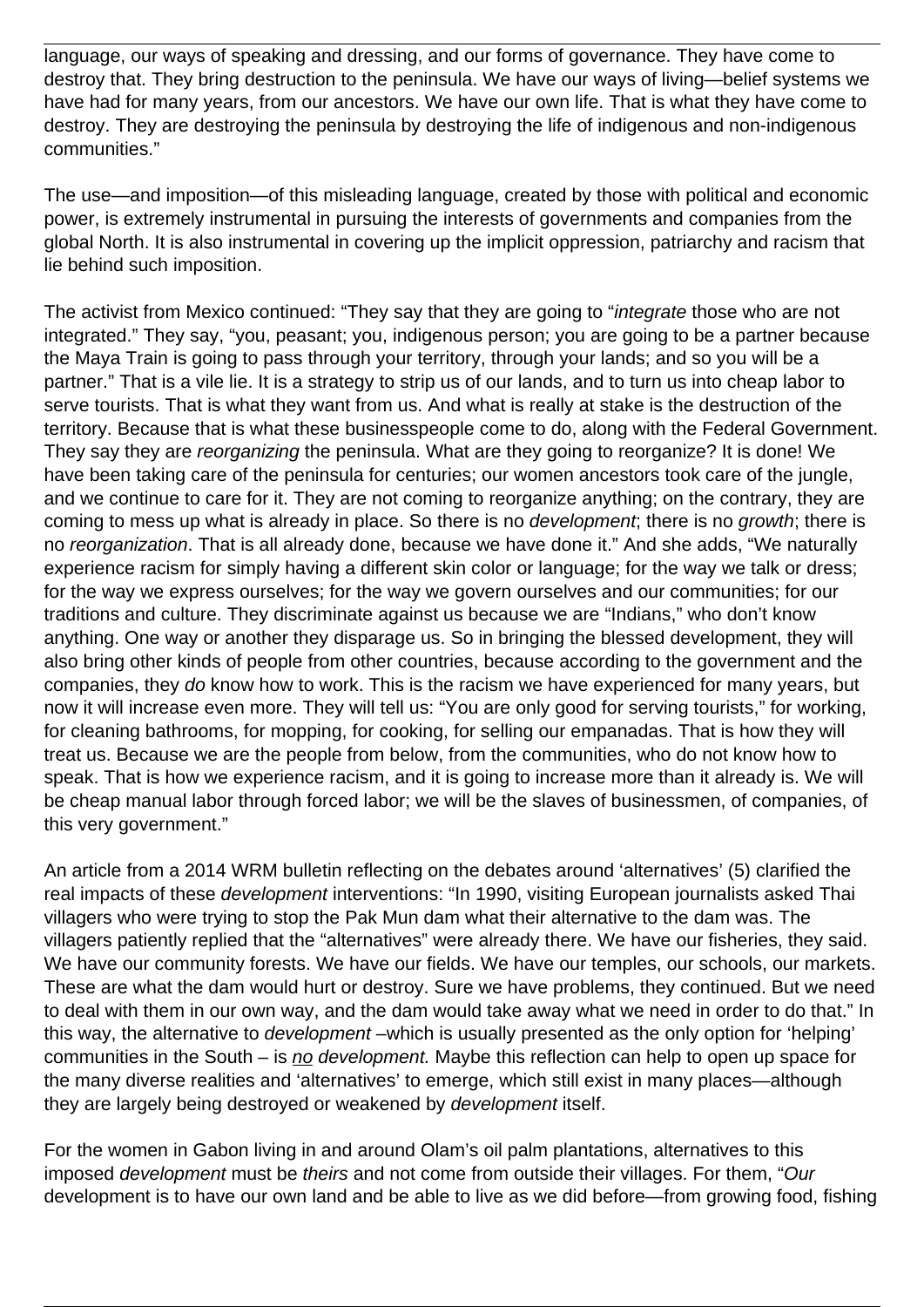language, our ways of speaking and dressing, and our forms of governance. They have come to destroy that. They bring destruction to the peninsula. We have our ways of living—belief systems we have had for many years, from our ancestors. We have our own life. That is what they have come to destroy. They are destroying the peninsula by destroying the life of indigenous and non-indigenous communities."

The use—and imposition—of this misleading language, created by those with political and economic power, is extremely instrumental in pursuing the interests of governments and companies from the global North. It is also instrumental in covering up the implicit oppression, patriarchy and racism that lie behind such imposition.

The activist from Mexico continued: "They say that they are going to "*integrate* those who are not integrated." They say, "you, peasant; you, indigenous person; you are going to be a partner because the Maya Train is going to pass through your territory, through your lands; and so you will be a partner." That is a vile lie. It is a strategy to strip us of our lands, and to turn us into cheap labor to serve tourists. That is what they want from us. And what is really at stake is the destruction of the territory. Because that is what these businesspeople come to do, along with the Federal Government. They say they are *reorganizing* the peninsula. What are they going to reorganize? It is done! We have been taking care of the peninsula for centuries; our women ancestors took care of the jungle, and we continue to care for it. They are not coming to reorganize anything; on the contrary, they are coming to mess up what is already in place. So there is no *development*; there is no *growth*; there is no *reorganization*. That is all already done, because we have done it." And she adds, "We naturally experience racism for simply having a different skin color or language; for the way we talk or dress; for the way we express ourselves; for the way we govern ourselves and our communities; for our traditions and culture. They discriminate against us because we are "Indians," who don't know anything. One way or another they disparage us. So in bringing the blessed development, they will also bring other kinds of people from other countries, because according to the government and the companies, they *do* know how to work. This is the racism we have experienced for many years, but now it will increase even more. They will tell us: "You are only good for serving tourists," for working, for cleaning bathrooms, for mopping, for cooking, for selling our empanadas. That is how they will treat us. Because we are the people from below, from the communities, who do not know how to speak. That is how we experience racism, and it is going to increase more than it already is. We will be cheap manual labor through forced labor; we will be the slaves of businessmen, of companies, of this very government."

An article from a 2014 WRM bulletin reflecting on the debates around 'alternatives' (5) clarified the real impacts of these *development* interventions: "In 1990, visiting European journalists asked Thai villagers who were trying to stop the Pak Mun dam what their alternative to the dam was. The villagers patiently replied that the "alternatives" were already there. We have our fisheries, they said. We have our community forests. We have our fields. We have our temples, our schools, our markets. These are what the dam would hurt or destroy. Sure we have problems, they continued. But we need to deal with them in our own way, and the dam would take away what we need in order to do that." In this way, the alternative to *development* –which is usually presented as the only option for 'helping' communities in the South – is *<u>no</u> development.* Maybe this reflection can help to open up space for the many diverse realities and 'alternatives' to emerge, which still exist in many places—although they are largely being destroyed or weakened by *development* itself.

For the women in Gabon living in and around Olam's oil palm plantations, alternatives to this imposed *development* must be *theirs* and not come from outside their villages. For them, "*Our* development is to have our own land and be able to live as we did before—from growing food, fishing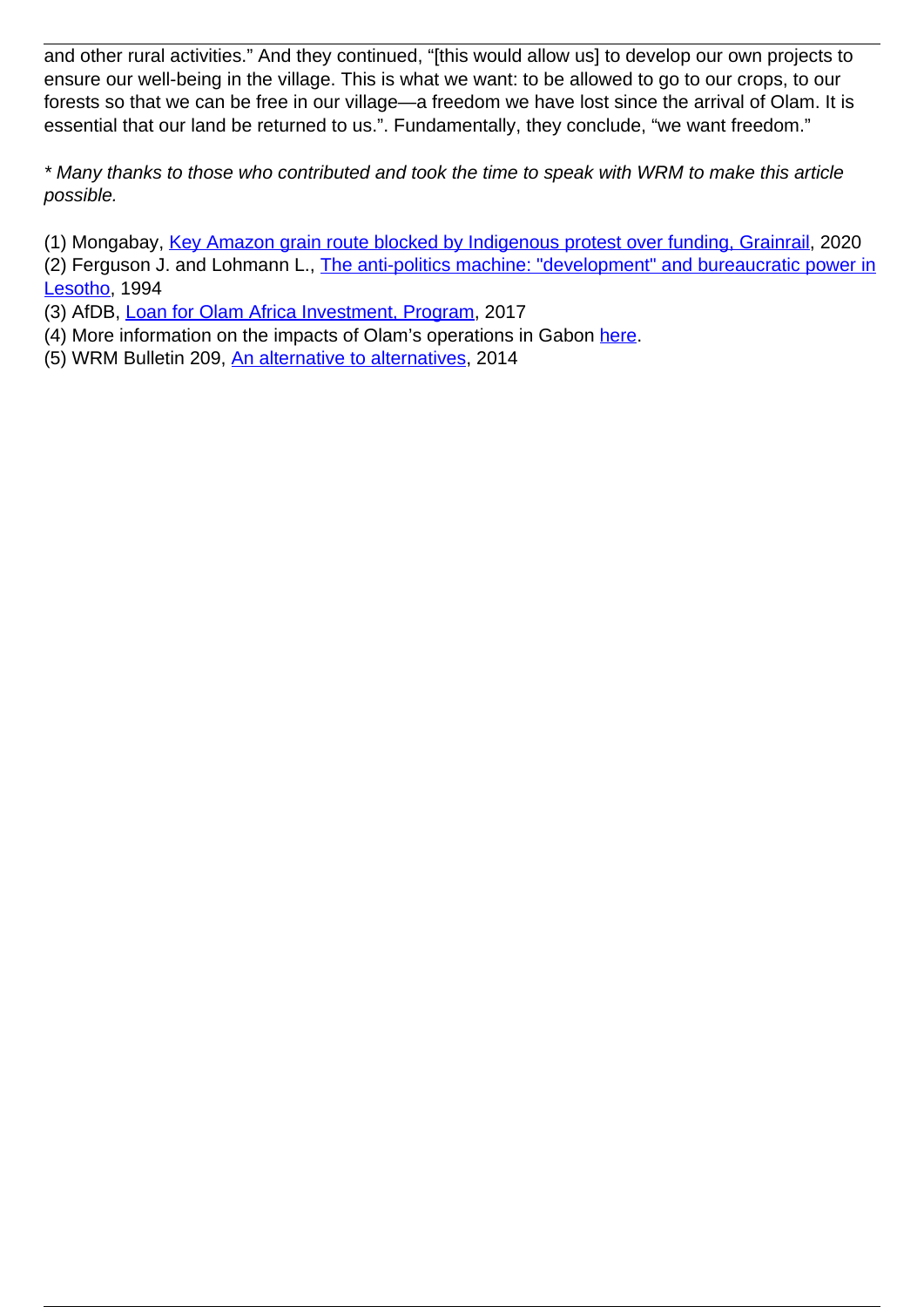and other rural activities." And they continued, "[this would allow us] to develop our own projects to ensure our well-being in the village. This is what we want: to be allowed to go to our crops, to our forests so that we can be free in our village—a freedom we have lost since the arrival of Olam. It is essential that our land be returned to us.". Fundamentally, they conclude, "we want freedom."

*\* Many thanks to those who contributed and took the time to speak with WRM to make this article possible.*

(1) Mongabay, Key Amazon grain route blocked by Indigenous protest over funding, Grainrail, 2020
(2) Ferguson J. and Lohmann L., The anti-politics machine: "development" and bureaucratic power in Lesotho, 1994
(3) AfDB, Loan for Olam Africa Investment, Program, 2017
(4) More information on the impacts of Olam's operations in Gabon here.
(5) WRM Bulletin 209, An alternative to alternatives, 2014